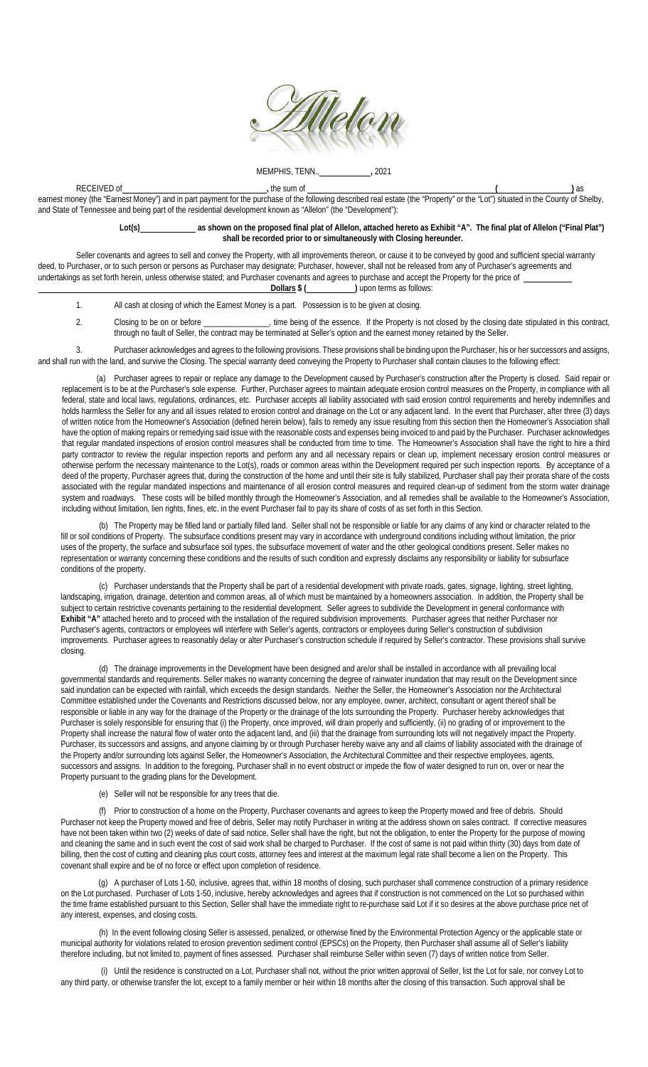Allelon

MEMPHIS, TENN., ____________, 2021

RECEIVED of ________________________________, the sum of ________________________________________________ (________________) as earnest money (the "Earnest Money") and in part payment for the purchase of the following described real estate (the "Property" or the "Lot") situated in the County of Shelby, and State of Tennessee and being part of the residential development known as "Allelon" (the "Development"):

**Lot(s)____________ as shown on the proposed final plat of Allelon, attached hereto as Exhibit "A". The final plat of Allelon ("Final Plat") shall be recorded prior to or simultaneously with Closing hereunder.**

Seller covenants and agrees to sell and convey the Property, with all improvements thereon, or cause it to be conveyed by good and sufficient special warranty deed, to Purchaser, or to such person or persons as Purchaser may designate; Purchaser, however, shall not be released from any of Purchaser's agreements and undertakings as set forth herein, unless otherwise stated; and Purchaser covenants and agrees to purchase and accept the Property for the price of ____________ ________________________________________ **Dollars $ (__________)** upon terms as follows:

1. All cash at closing of which the Earnest Money is a part. Possession is to be given at closing.

2. Closing to be on or before _______________, time being of the essence. If the Property is not closed by the closing date stipulated in this contract, through no fault of Seller, the contract may be terminated at Seller's option and the earnest money retained by the Seller.

3. Purchaser acknowledges and agrees to the following provisions. These provisions shall be binding upon the Purchaser, his or her successors and assigns, and shall run with the land, and survive the Closing. The special warranty deed conveying the Property to Purchaser shall contain clauses to the following effect:

(a) Purchaser agrees to repair or replace any damage to the Development caused by Purchaser's construction after the Property is closed. Said repair or replacement is to be at the Purchaser's sole expense. Further, Purchaser agrees to maintain adequate erosion control measures on the Property, in compliance with all federal, state and local laws, regulations, ordinances, etc. Purchaser accepts all liability associated with said erosion control requirements and hereby indemnifies and holds harmless the Seller for any and all issues related to erosion control and drainage on the Lot or any adjacent land. In the event that Purchaser, after three (3) days of written notice from the Homeowner's Association (defined herein below), fails to remedy any issue resulting from this section then the Homeowner's Association shall have the option of making repairs or remedying said issue with the reasonable costs and expenses being invoiced to and paid by the Purchaser. Purchaser acknowledges that regular mandated inspections of erosion control measures shall be conducted from time to time. The Homeowner's Association shall have the right to hire a third party contractor to review the regular inspection reports and perform any and all necessary repairs or clean up, implement necessary erosion control measures or otherwise perform the necessary maintenance to the Lot(s), roads or common areas within the Development required per such inspection reports. By acceptance of a deed of the property, Purchaser agrees that, during the construction of the home and until their site is fully stabilized, Purchaser shall pay their prorata share of the costs associated with the regular mandated inspections and maintenance of all erosion control measures and required clean-up of sediment from the storm water drainage system and roadways. These costs will be billed monthly through the Homeowner's Association, and all remedies shall be available to the Homeowner's Association, including without limitation, lien rights, fines, etc. in the event Purchaser fail to pay its share of costs of as set forth in this Section.

(b) The Property may be filled land or partially filled land. Seller shall not be responsible or liable for any claims of any kind or character related to the fill or soil conditions of Property. The subsurface conditions present may vary in accordance with underground conditions including without limitation, the prior uses of the property, the surface and subsurface soil types, the subsurface movement of water and the other geological conditions present. Seller makes no representation or warranty concerning these conditions and the results of such condition and expressly disclaims any responsibility or liability for subsurface conditions of the property.

(c) Purchaser understands that the Property shall be part of a residential development with private roads, gates, signage, lighting, street lighting, landscaping, irrigation, drainage, detention and common areas, all of which must be maintained by a homeowners association. In addition, the Property shall be subject to certain restrictive covenants pertaining to the residential development. Seller agrees to subdivide the Development in general conformance with **Exhibit "A"** attached hereto and to proceed with the installation of the required subdivision improvements. Purchaser agrees that neither Purchaser nor Purchaser's agents, contractors or employees will interfere with Seller's agents, contractors or employees during Seller's construction of subdivision improvements. Purchaser agrees to reasonably delay or alter Purchaser's construction schedule if required by Seller's contractor. These provisions shall survive closing.

(d) The drainage improvements in the Development have been designed and are/or shall be installed in accordance with all prevailing local governmental standards and requirements. Seller makes no warranty concerning the degree of rainwater inundation that may result on the Development since said inundation can be expected with rainfall, which exceeds the design standards. Neither the Seller, the Homeowner's Association nor the Architectural Committee established under the Covenants and Restrictions discussed below, nor any employee, owner, architect, consultant or agent thereof shall be responsible or liable in any way for the drainage of the Property or the drainage of the lots surrounding the Property. Purchaser hereby acknowledges that Purchaser is solely responsible for ensuring that (i) the Property, once improved, will drain properly and sufficiently, (ii) no grading of or improvement to the Property shall increase the natural flow of water onto the adjacent land, and (iii) that the drainage from surrounding lots will not negatively impact the Property. Purchaser, its successors and assigns, and anyone claiming by or through Purchaser hereby waive any and all claims of liability associated with the drainage of the Property and/or surrounding lots against Seller, the Homeowner's Association, the Architectural Committee and their respective employees, agents, successors and assigns. In addition to the foregoing, Purchaser shall in no event obstruct or impede the flow of water designed to run on, over or near the Property pursuant to the grading plans for the Development.

(e) Seller will not be responsible for any trees that die.

(f) Prior to construction of a home on the Property, Purchaser covenants and agrees to keep the Property mowed and free of debris. Should Purchaser not keep the Property mowed and free of debris, Seller may notify Purchaser in writing at the address shown on sales contract. If corrective measures have not been taken within two (2) weeks of date of said notice, Seller shall have the right, but not the obligation, to enter the Property for the purpose of mowing and cleaning the same and in such event the cost of said work shall be charged to Purchaser. If the cost of same is not paid within thirty (30) days from date of billing, then the cost of cutting and cleaning plus court costs, attorney fees and interest at the maximum legal rate shall become a lien on the Property. This covenant shall expire and be of no force or effect upon completion of residence.

(g) A purchaser of Lots 1-50, inclusive, agrees that, within 18 months of closing, such purchaser shall commence construction of a primary residence on the Lot purchased. Purchaser of Lots 1-50, inclusive, hereby acknowledges and agrees that if construction is not commenced on the Lot so purchased within the time frame established pursuant to this Section, Seller shall have the immediate right to re-purchase said Lot if it so desires at the above purchase price net of any interest, expenses, and closing costs.

(h) In the event following closing Seller is assessed, penalized, or otherwise fined by the Environmental Protection Agency or the applicable state or municipal authority for violations related to erosion prevention sediment control (EPSCs) on the Property, then Purchaser shall assume all of Seller's liability therefore including, but not limited to, payment of fines assessed. Purchaser shall reimburse Seller within seven (7) days of written notice from Seller.

(i) Until the residence is constructed on a Lot, Purchaser shall not, without the prior written approval of Seller, list the Lot for sale, nor convey Lot to any third party, or otherwise transfer the lot, except to a family member or heir within 18 months after the closing of this transaction. Such approval shall be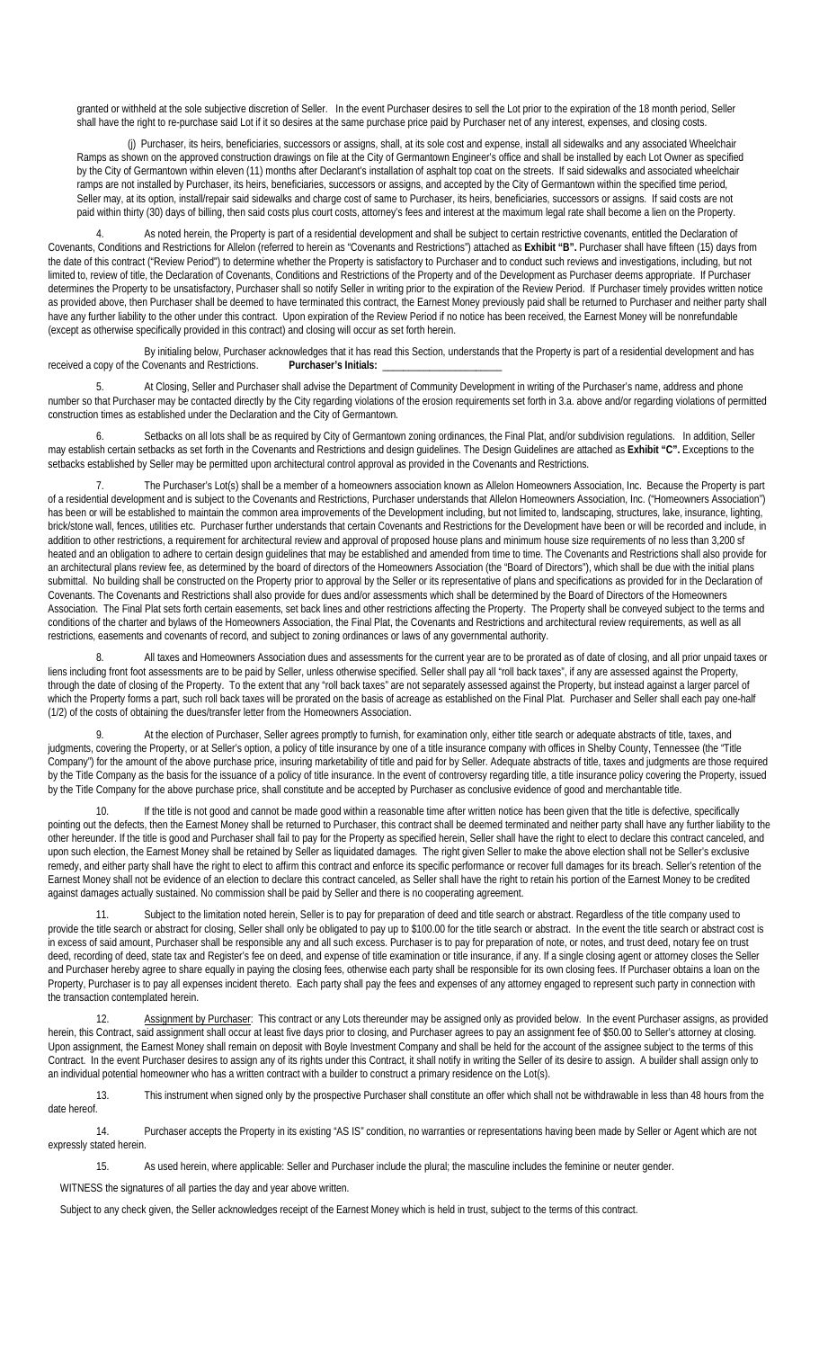granted or withheld at the sole subjective discretion of Seller. In the event Purchaser desires to sell the Lot prior to the expiration of the 18 month period, Seller shall have the right to re-purchase said Lot if it so desires at the same purchase price paid by Purchaser net of any interest, expenses, and closing costs.

(j) Purchaser, its heirs, beneficiaries, successors or assigns, shall, at its sole cost and expense, install all sidewalks and any associated Wheelchair Ramps as shown on the approved construction drawings on file at the City of Germantown Engineer's office and shall be installed by each Lot Owner as specified by the City of Germantown within eleven (11) months after Declarant's installation of asphalt top coat on the streets. If said sidewalks and associated wheelchair ramps are not installed by Purchaser, its heirs, beneficiaries, successors or assigns, and accepted by the City of Germantown within the specified time period, Seller may, at its option, install/repair said sidewalks and charge cost of same to Purchaser, its heirs, beneficiaries, successors or assigns. If said costs are not paid within thirty (30) days of billing, then said costs plus court costs, attorney's fees and interest at the maximum legal rate shall become a lien on the Property.

4. As noted herein, the Property is part of a residential development and shall be subject to certain restrictive covenants, entitled the Declaration of Covenants, Conditions and Restrictions for Allelon (referred to herein as "Covenants and Restrictions") attached as **Exhibit "B".** Purchaser shall have fifteen (15) days from the date of this contract ("Review Period") to determine whether the Property is satisfactory to Purchaser and to conduct such reviews and investigations, including, but not limited to, review of title, the Declaration of Covenants, Conditions and Restrictions of the Property and of the Development as Purchaser deems appropriate. If Purchaser determines the Property to be unsatisfactory, Purchaser shall so notify Seller in writing prior to the expiration of the Review Period. If Purchaser timely provides written notice as provided above, then Purchaser shall be deemed to have terminated this contract, the Earnest Money previously paid shall be returned to Purchaser and neither party shall have any further liability to the other under this contract. Upon expiration of the Review Period if no notice has been received, the Earnest Money will be nonrefundable (except as otherwise specifically provided in this contract) and closing will occur as set forth herein.

By initialing below, Purchaser acknowledges that it has read this Section, understands that the Property is part of a residential development and has received a copy of the Covenants and Restrictions. **Purchaser's Initials:** ______________________

5. At Closing, Seller and Purchaser shall advise the Department of Community Development in writing of the Purchaser's name, address and phone number so that Purchaser may be contacted directly by the City regarding violations of the erosion requirements set forth in 3.a. above and/or regarding violations of permitted construction times as established under the Declaration and the City of Germantown.

6. Setbacks on all lots shall be as required by City of Germantown zoning ordinances, the Final Plat, and/or subdivision regulations. In addition, Seller may establish certain setbacks as set forth in the Covenants and Restrictions and design guidelines. The Design Guidelines are attached as **Exhibit "C".** Exceptions to the setbacks established by Seller may be permitted upon architectural control approval as provided in the Covenants and Restrictions.

7. The Purchaser's Lot(s) shall be a member of a homeowners association known as Allelon Homeowners Association, Inc. Because the Property is part of a residential development and is subject to the Covenants and Restrictions, Purchaser understands that Allelon Homeowners Association, Inc. ("Homeowners Association") has been or will be established to maintain the common area improvements of the Development including, but not limited to, landscaping, structures, lake, insurance, lighting, brick/stone wall, fences, utilities etc. Purchaser further understands that certain Covenants and Restrictions for the Development have been or will be recorded and include, in addition to other restrictions, a requirement for architectural review and approval of proposed house plans and minimum house size requirements of no less than 3,200 sf heated and an obligation to adhere to certain design guidelines that may be established and amended from time to time. The Covenants and Restrictions shall also provide for an architectural plans review fee, as determined by the board of directors of the Homeowners Association (the "Board of Directors"), which shall be due with the initial plans submittal. No building shall be constructed on the Property prior to approval by the Seller or its representative of plans and specifications as provided for in the Declaration of Covenants. The Covenants and Restrictions shall also provide for dues and/or assessments which shall be determined by the Board of Directors of the Homeowners Association. The Final Plat sets forth certain easements, set back lines and other restrictions affecting the Property. The Property shall be conveyed subject to the terms and conditions of the charter and bylaws of the Homeowners Association, the Final Plat, the Covenants and Restrictions and architectural review requirements, as well as all restrictions, easements and covenants of record, and subject to zoning ordinances or laws of any governmental authority.

8. All taxes and Homeowners Association dues and assessments for the current year are to be prorated as of date of closing, and all prior unpaid taxes or liens including front foot assessments are to be paid by Seller, unless otherwise specified. Seller shall pay all "roll back taxes", if any are assessed against the Property, through the date of closing of the Property. To the extent that any "roll back taxes" are not separately assessed against the Property, but instead against a larger parcel of which the Property forms a part, such roll back taxes will be prorated on the basis of acreage as established on the Final Plat. Purchaser and Seller shall each pay one-half (1/2) of the costs of obtaining the dues/transfer letter from the Homeowners Association.

9. At the election of Purchaser, Seller agrees promptly to furnish, for examination only, either title search or adequate abstracts of title, taxes, and judgments, covering the Property, or at Seller's option, a policy of title insurance by one of a title insurance company with offices in Shelby County, Tennessee (the "Title Company") for the amount of the above purchase price, insuring marketability of title and paid for by Seller. Adequate abstracts of title, taxes and judgments are those required by the Title Company as the basis for the issuance of a policy of title insurance. In the event of controversy regarding title, a title insurance policy covering the Property, issued by the Title Company for the above purchase price, shall constitute and be accepted by Purchaser as conclusive evidence of good and merchantable title.

10. If the title is not good and cannot be made good within a reasonable time after written notice has been given that the title is defective, specifically pointing out the defects, then the Earnest Money shall be returned to Purchaser, this contract shall be deemed terminated and neither party shall have any further liability to the other hereunder. If the title is good and Purchaser shall fail to pay for the Property as specified herein, Seller shall have the right to elect to declare this contract canceled, and upon such election, the Earnest Money shall be retained by Seller as liquidated damages. The right given Seller to make the above election shall not be Seller's exclusive remedy, and either party shall have the right to elect to affirm this contract and enforce its specific performance or recover full damages for its breach. Seller's retention of the Earnest Money shall not be evidence of an election to declare this contract canceled, as Seller shall have the right to retain his portion of the Earnest Money to be credited against damages actually sustained. No commission shall be paid by Seller and there is no cooperating agreement.

11. Subject to the limitation noted herein, Seller is to pay for preparation of deed and title search or abstract. Regardless of the title company used to provide the title search or abstract for closing, Seller shall only be obligated to pay up to $100.00 for the title search or abstract. In the event the title search or abstract cost is in excess of said amount, Purchaser shall be responsible any and all such excess. Purchaser is to pay for preparation of note, or notes, and trust deed, notary fee on trust deed, recording of deed, state tax and Register's fee on deed, and expense of title examination or title insurance, if any. If a single closing agent or attorney closes the Seller and Purchaser hereby agree to share equally in paying the closing fees, otherwise each party shall be responsible for its own closing fees. If Purchaser obtains a loan on the Property, Purchaser is to pay all expenses incident thereto. Each party shall pay the fees and expenses of any attorney engaged to represent such party in connection with the transaction contemplated herein.

12. <u>Assignment by Purchaser</u>: This contract or any Lots thereunder may be assigned only as provided below. In the event Purchaser assigns, as provided herein, this Contract, said assignment shall occur at least five days prior to closing, and Purchaser agrees to pay an assignment fee of $50.00 to Seller's attorney at closing. Upon assignment, the Earnest Money shall remain on deposit with Boyle Investment Company and shall be held for the account of the assignee subject to the terms of this Contract. In the event Purchaser desires to assign any of its rights under this Contract, it shall notify in writing the Seller of its desire to assign. A builder shall assign only to an individual potential homeowner who has a written contract with a builder to construct a primary residence on the Lot(s).

13. This instrument when signed only by the prospective Purchaser shall constitute an offer which shall not be withdrawable in less than 48 hours from the date hereof.

14. Purchaser accepts the Property in its existing "AS IS" condition, no warranties or representations having been made by Seller or Agent which are not expressly stated herein.

15. As used herein, where applicable: Seller and Purchaser include the plural; the masculine includes the feminine or neuter gender.

WITNESS the signatures of all parties the day and year above written.

Subject to any check given, the Seller acknowledges receipt of the Earnest Money which is held in trust, subject to the terms of this contract.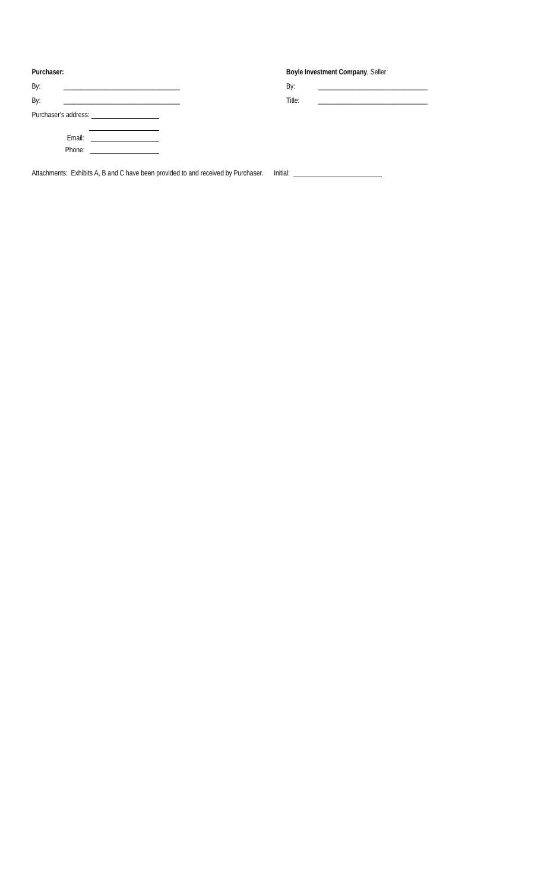| **Purchaser:** | | **Boyle Investment Company**, Seller | |
|---|---|---|---|
| By: | ______________________________ | By: | ______________________________ |
| By: | ______________________________ | Title: | ______________________________ |

Purchaser's address: ____________________

____________________

Email: ____________________

Phone: ____________________

Attachments: Exhibits A, B and C have been provided to and received by Purchaser. Initial: ______________________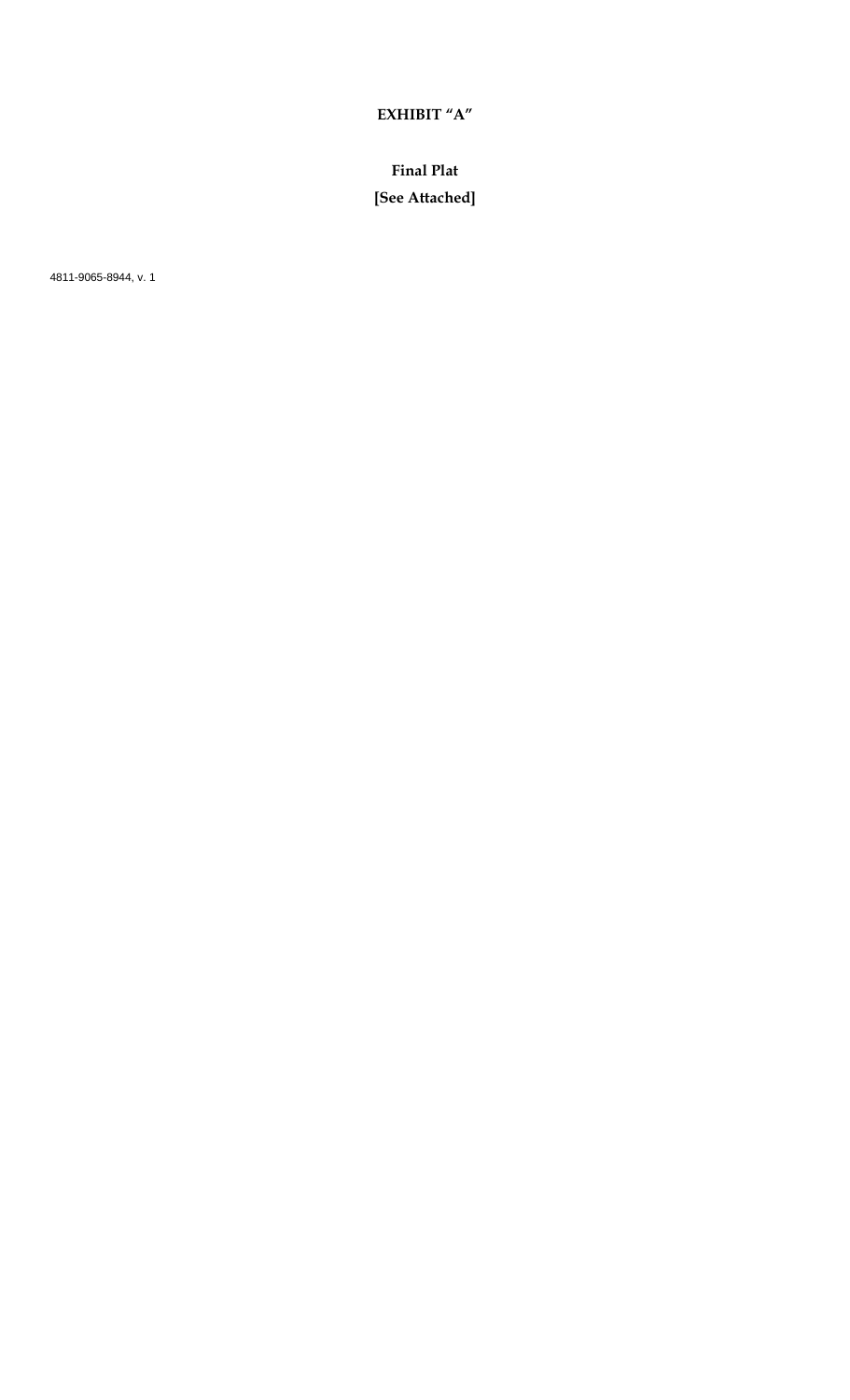**EXHIBIT "A"**

**Final Plat**

**[See Attached]**

4811-9065-8944, v. 1